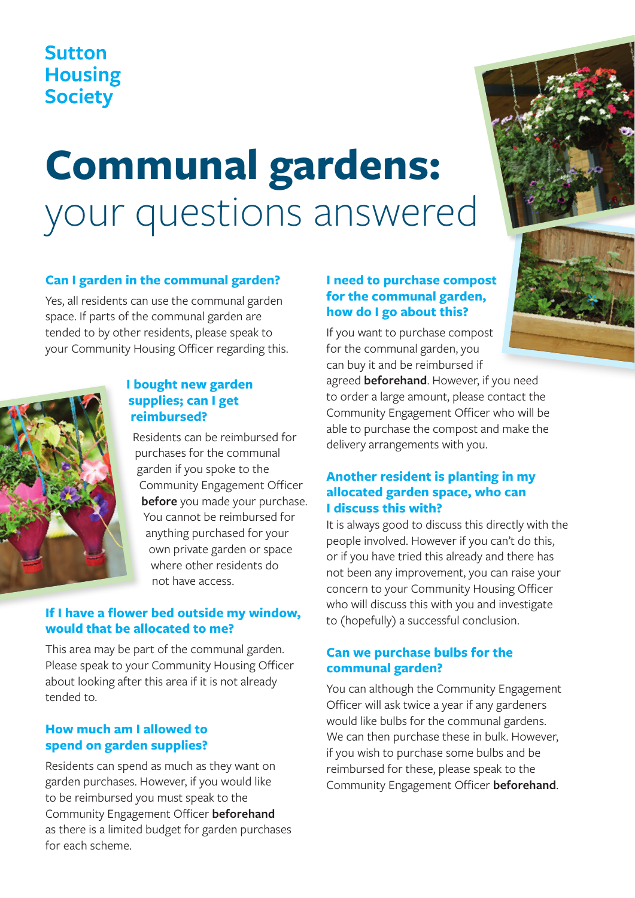Sutton Housing Society

# Communal gardens: your questions answered

### Can I garden in the communal garden?

Yes, all residents can use the communal garden space. If parts of the communal garden are tended to by other residents, please speak to your Community Housing Officer regarding this.

### I bought new garden supplies; can I get reimbursed?

Residents can be reimbursed for purchases for the communal garden if you spoke to the Community Engagement Officer **before** you made your purchase. You cannot be reimbursed for anything purchased for your own private garden or space where other residents do not have access.

### If I have a flower bed outside my window, would that be allocated to me?

This area may be part of the communal garden. Please speak to your Community Housing Officer about looking after this area if it is not already tended to.

### How much am I allowed to spend on garden supplies?

Residents can spend as much as they want on garden purchases. However, if you would like to be reimbursed you must speak to the Community Engagement Officer **beforehand** as there is a limited budget for garden purchases for each scheme.

### I need to purchase compost for the communal garden, how do I go about this?

If you want to purchase compost for the communal garden, you can buy it and be reimbursed if agreed **beforehand**. However, if you need to order a large amount, please contact the Community Engagement Officer who will be able to purchase the compost and make the delivery arrangements with you.

### Another resident is planting in my allocated garden space, who can I discuss this with?

It is always good to discuss this directly with the people involved. However if you can't do this, or if you have tried this already and there has not been any improvement, you can raise your concern to your Community Housing Officer who will discuss this with you and investigate to (hopefully) a successful conclusion.

### Can we purchase bulbs for the communal garden?

You can although the Community Engagement Officer will ask twice a year if any gardeners would like bulbs for the communal gardens. We can then purchase these in bulk. However, if you wish to purchase some bulbs and be reimbursed for these, please speak to the Community Engagement Officer **beforehand**.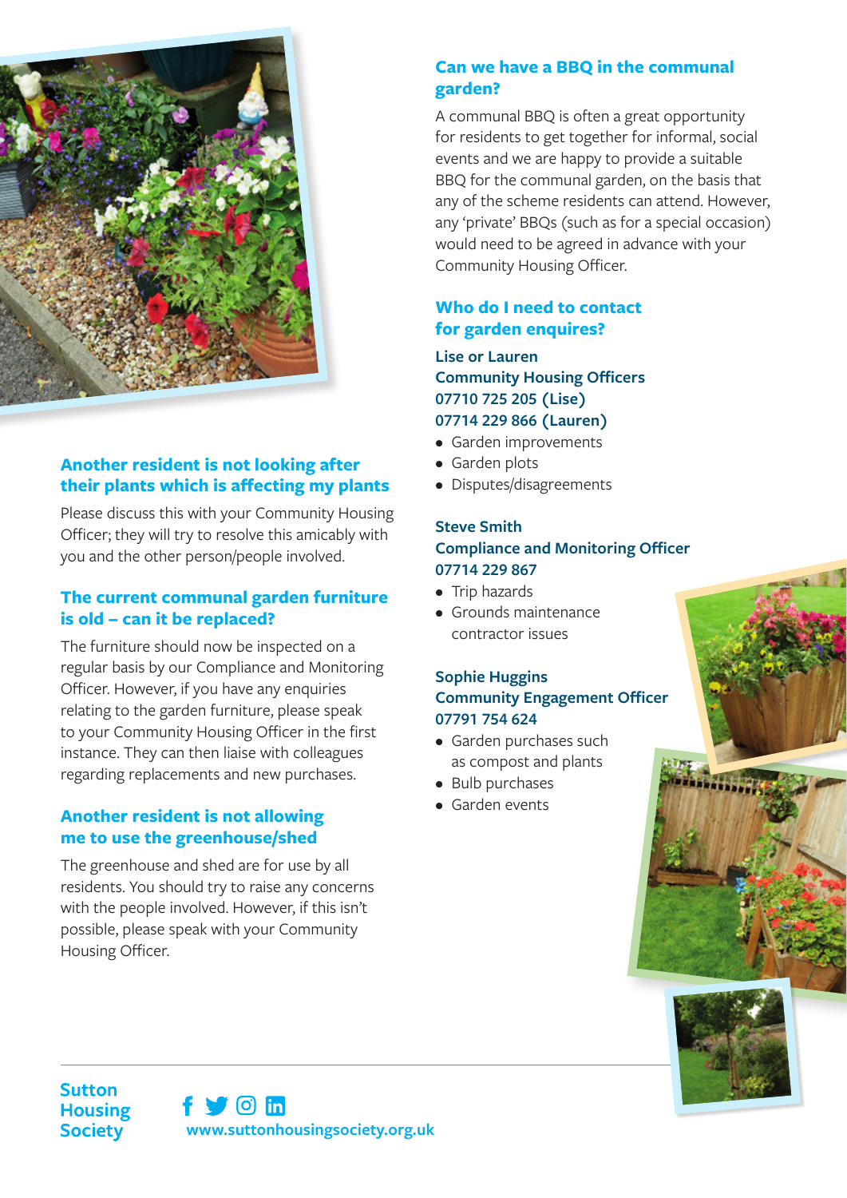## Another resident is not looking after their plants which is affecting my plants

Please discuss this with your Community Housing Officer; they will try to resolve this amicably with you and the other person/people involved.

## The current communal garden furniture is old – can it be replaced?

The furniture should now be inspected on a regular basis by our Compliance and Monitoring Officer. However, if you have any enquiries relating to the garden furniture, please speak to your Community Housing Officer in the first instance. They can then liaise with colleagues regarding replacements and new purchases.

## Another resident is not allowing me to use the greenhouse/shed

The greenhouse and shed are for use by all residents. You should try to raise any concerns with the people involved. However, if this isn't possible, please speak with your Community Housing Officer.

## Can we have a BBQ in the communal garden?

A communal BBQ is often a great opportunity for residents to get together for informal, social events and we are happy to provide a suitable BBQ for the communal garden, on the basis that any of the scheme residents can attend. However, any 'private' BBQs (such as for a special occasion) would need to be agreed in advance with your Community Housing Officer.

## Who do I need to contact for garden enquires?

**Lise or Lauren**
**Community Housing Officers**
**07710 725 205 (Lise)**
**07714 229 866 (Lauren)**

- Garden improvements
- Garden plots
- Disputes/disagreements

**Steve Smith**
**Compliance and Monitoring Officer**
**07714 229 867**

- Trip hazards
- Grounds maintenance contractor issues

**Sophie Huggins**
**Community Engagement Officer**
**07791 754 624**

- Garden purchases such as compost and plants
- Bulb purchases
- Garden events

**Sutton Housing Society**

www.suttonhousingsociety.org.uk